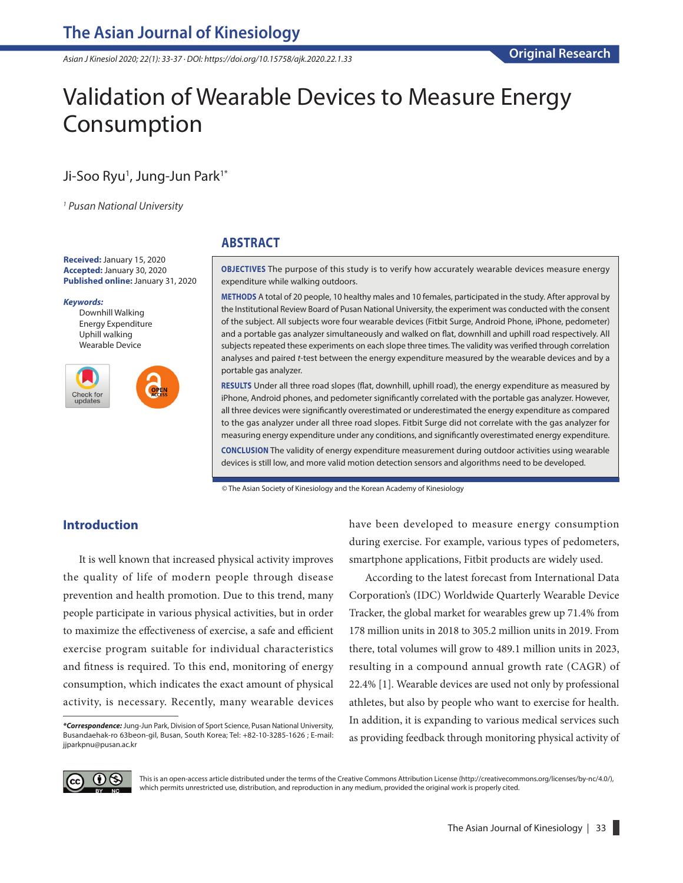# Validation of Wearable Devices to Measure Energy Consumption

Ji-Soo Ryu[1], Jung-Jun Park[1*]

[1] Pusan National University

**Received:** January 15, 2020
**Accepted:** January 30, 2020
**Published online:** January 31, 2020

***Keywords:***
Downhill Walking
Energy Expenditure
Uphill walking
Wearable Device

## ABSTRACT

**OBJECTIVES** The purpose of this study is to verify how accurately wearable devices measure energy expenditure while walking outdoors.

**METHODS** A total of 20 people, 10 healthy males and 10 females, participated in the study. After approval by the Institutional Review Board of Pusan National University, the experiment was conducted with the consent of the subject. All subjects wore four wearable devices (Fitbit Surge, Android Phone, iPhone, pedometer) and a portable gas analyzer simultaneously and walked on flat, downhill and uphill road respectively. All subjects repeated these experiments on each slope three times. The validity was verified through correlation analyses and paired *t*-test between the energy expenditure measured by the wearable devices and by a portable gas analyzer.

**RESULTS** Under all three road slopes (flat, downhill, uphill road), the energy expenditure as measured by iPhone, Android phones, and pedometer significantly correlated with the portable gas analyzer. However, all three devices were significantly overestimated or underestimated the energy expenditure as compared to the gas analyzer under all three road slopes. Fitbit Surge did not correlate with the gas analyzer for measuring energy expenditure under any conditions, and significantly overestimated energy expenditure.

**CONCLUSION** The validity of energy expenditure measurement during outdoor activities using wearable devices is still low, and more valid motion detection sensors and algorithms need to be developed.

© The Asian Society of Kinesiology and the Korean Academy of Kinesiology

## Introduction

It is well known that increased physical activity improves the quality of life of modern people through disease prevention and health promotion. Due to this trend, many people participate in various physical activities, but in order to maximize the effectiveness of exercise, a safe and efficient exercise program suitable for individual characteristics and fitness is required. To this end, monitoring of energy consumption, which indicates the exact amount of physical activity, is necessary. Recently, many wearable devices have been developed to measure energy consumption during exercise. For example, various types of pedometers, smartphone applications, Fitbit products are widely used.

According to the latest forecast from International Data Corporation's (IDC) Worldwide Quarterly Wearable Device Tracker, the global market for wearables grew up 71.4% from 178 million units in 2018 to 305.2 million units in 2019. From there, total volumes will grow to 489.1 million units in 2023, resulting in a compound annual growth rate (CAGR) of 22.4% [1]. Wearable devices are used not only by professional athletes, but also by people who want to exercise for health. In addition, it is expanding to various medical services such as providing feedback through monitoring physical activity of

***Correspondence:*** Jung-Jun Park, Division of Sport Science, Pusan National University, Busandaehak-ro 63beon-gil, Busan, South Korea; Tel: +82-10-3285-1626 ; E-mail: jjparkpnu@pusan.ac.kr

This is an open-access article distributed under the terms of the Creative Commons Attribution License (http://creativecommons.org/licenses/by-nc/4.0/), which permits unrestricted use, distribution, and reproduction in any medium, provided the original work is properly cited.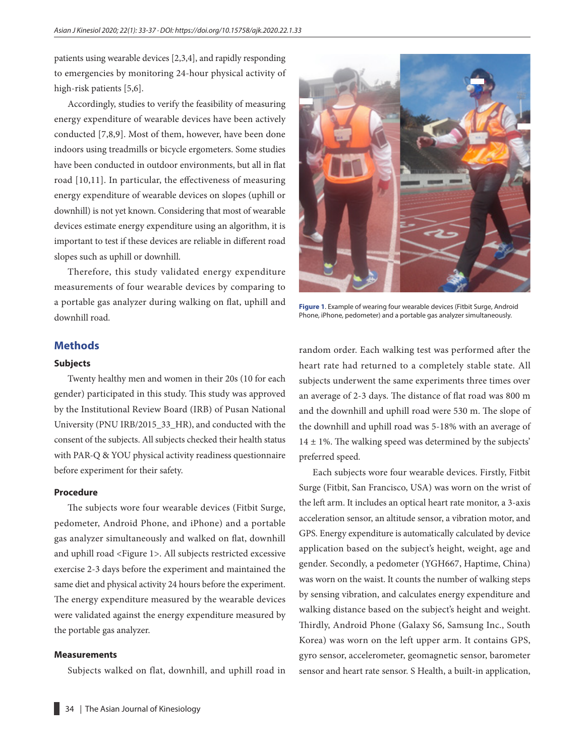patients using wearable devices [2,3,4], and rapidly responding to emergencies by monitoring 24-hour physical activity of high-risk patients [5,6].

Accordingly, studies to verify the feasibility of measuring energy expenditure of wearable devices have been actively conducted [7,8,9]. Most of them, however, have been done indoors using treadmills or bicycle ergometers. Some studies have been conducted in outdoor environments, but all in flat road [10,11]. In particular, the effectiveness of measuring energy expenditure of wearable devices on slopes (uphill or downhill) is not yet known. Considering that most of wearable devices estimate energy expenditure using an algorithm, it is important to test if these devices are reliable in different road slopes such as uphill or downhill.

Therefore, this study validated energy expenditure measurements of four wearable devices by comparing to a portable gas analyzer during walking on flat, uphill and downhill road.

Figure 1. Example of wearing four wearable devices (Fitbit Surge, Android Phone, iPhone, pedometer) and a portable gas analyzer simultaneously.

## Methods

### Subjects

Twenty healthy men and women in their 20s (10 for each gender) participated in this study. This study was approved by the Institutional Review Board (IRB) of Pusan National University (PNU IRB/2015_33_HR), and conducted with the consent of the subjects. All subjects checked their health status with PAR-Q & YOU physical activity readiness questionnaire before experiment for their safety.

### Procedure

The subjects wore four wearable devices (Fitbit Surge, pedometer, Android Phone, and iPhone) and a portable gas analyzer simultaneously and walked on flat, downhill and uphill road <Figure 1>. All subjects restricted excessive exercise 2-3 days before the experiment and maintained the same diet and physical activity 24 hours before the experiment. The energy expenditure measured by the wearable devices were validated against the energy expenditure measured by the portable gas analyzer.

### Measurements

Subjects walked on flat, downhill, and uphill road in random order. Each walking test was performed after the heart rate had returned to a completely stable state. All subjects underwent the same experiments three times over an average of 2-3 days. The distance of flat road was 800 m and the downhill and uphill road were 530 m. The slope of the downhill and uphill road was 5-18% with an average of 14 ± 1%. The walking speed was determined by the subjects' preferred speed.

Each subjects wore four wearable devices. Firstly, Fitbit Surge (Fitbit, San Francisco, USA) was worn on the wrist of the left arm. It includes an optical heart rate monitor, a 3-axis acceleration sensor, an altitude sensor, a vibration motor, and GPS. Energy expenditure is automatically calculated by device application based on the subject's height, weight, age and gender. Secondly, a pedometer (YGH667, Haptime, China) was worn on the waist. It counts the number of walking steps by sensing vibration, and calculates energy expenditure and walking distance based on the subject's height and weight. Thirdly, Android Phone (Galaxy S6, Samsung Inc., South Korea) was worn on the left upper arm. It contains GPS, gyro sensor, accelerometer, geomagnetic sensor, barometer sensor and heart rate sensor. S Health, a built-in application,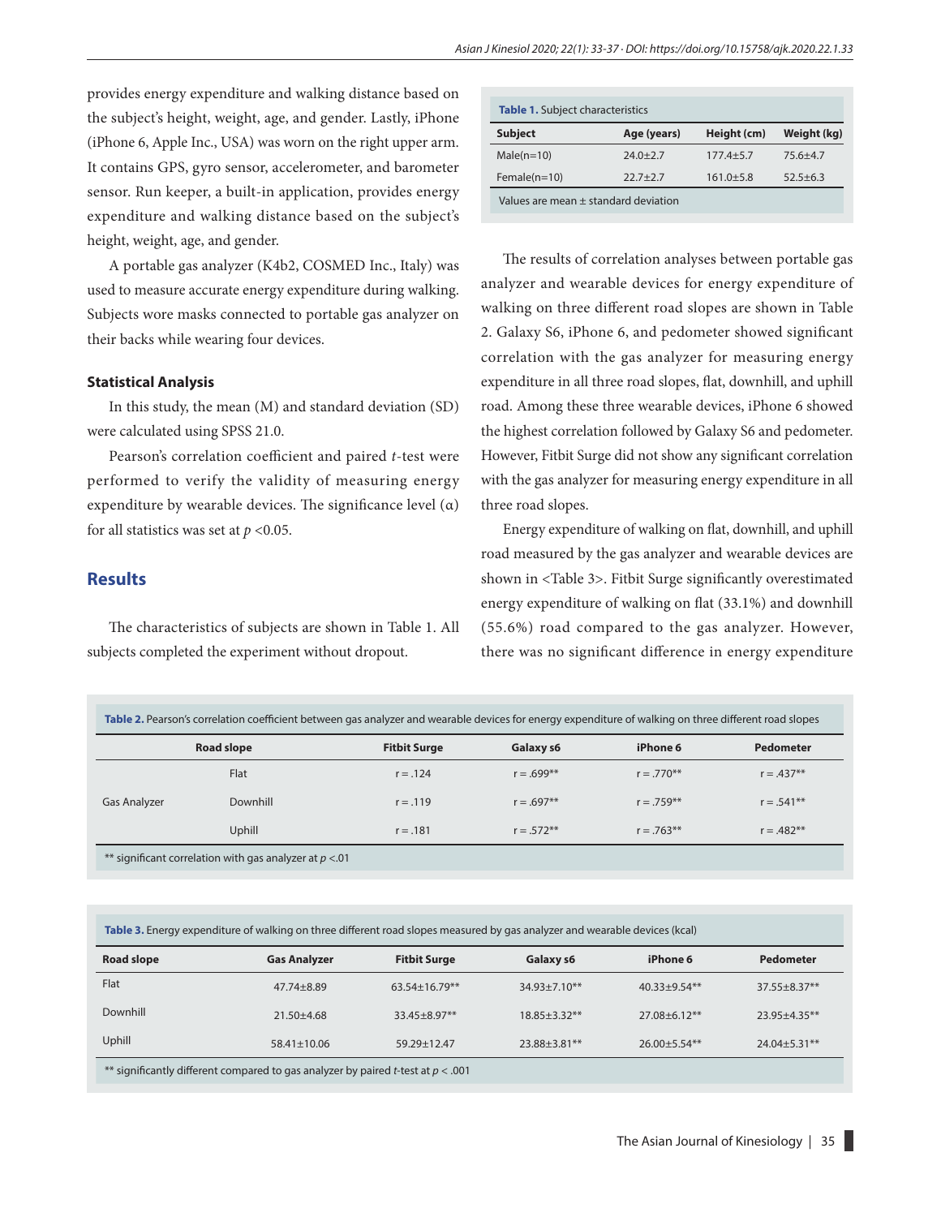provides energy expenditure and walking distance based on the subject's height, weight, age, and gender. Lastly, iPhone (iPhone 6, Apple Inc., USA) was worn on the right upper arm. It contains GPS, gyro sensor, accelerometer, and barometer sensor. Run keeper, a built-in application, provides energy expenditure and walking distance based on the subject's height, weight, age, and gender.

A portable gas analyzer (K4b2, COSMED Inc., Italy) was used to measure accurate energy expenditure during walking. Subjects wore masks connected to portable gas analyzer on their backs while wearing four devices.

### Statistical Analysis

In this study, the mean (M) and standard deviation (SD) were calculated using SPSS 21.0.

Pearson's correlation coefficient and paired *t*-test were performed to verify the validity of measuring energy expenditure by wearable devices. The significance level (α) for all statistics was set at $p < 0.05$.

## Results

The characteristics of subjects are shown in Table 1. All subjects completed the experiment without dropout.

**Table 1.** Subject characteristics

| Subject | Age (years) | Height (cm) | Weight (kg) |
|---|---|---|---|
| Male(n=10) | 24.0±2.7 | 177.4±5.7 | 75.6±4.7 |
| Female(n=10) | 22.7±2.7 | 161.0±5.8 | 52.5±6.3 |

Values are mean ± standard deviation

The results of correlation analyses between portable gas analyzer and wearable devices for energy expenditure of walking on three different road slopes are shown in Table 2. Galaxy S6, iPhone 6, and pedometer showed significant correlation with the gas analyzer for measuring energy expenditure in all three road slopes, flat, downhill, and uphill road. Among these three wearable devices, iPhone 6 showed the highest correlation followed by Galaxy S6 and pedometer. However, Fitbit Surge did not show any significant correlation with the gas analyzer for measuring energy expenditure in all three road slopes.

Energy expenditure of walking on flat, downhill, and uphill road measured by the gas analyzer and wearable devices are shown in <Table 3>. Fitbit Surge significantly overestimated energy expenditure of walking on flat (33.1%) and downhill (55.6%) road compared to the gas analyzer. However, there was no significant difference in energy expenditure

**Table 2.** Pearson's correlation coefficient between gas analyzer and wearable devices for energy expenditure of walking on three different road slopes

| Road slope | | Fitbit Surge | Galaxy s6 | iPhone 6 | Pedometer |
|---|---|---|---|---|---|
| Gas Analyzer | Flat | r = .124 | r = .699** | r = .770** | r = .437** |
| | Downhill | r = .119 | r = .697** | r = .759** | r = .541** |
| | Uphill | r = .181 | r = .572** | r = .763** | r = .482** |

** significant correlation with gas analyzer at $p < .01$

**Table 3.** Energy expenditure of walking on three different road slopes measured by gas analyzer and wearable devices (kcal)

| Road slope | Gas Analyzer | Fitbit Surge | Galaxy s6 | iPhone 6 | Pedometer |
|---|---|---|---|---|---|
| Flat | 47.74±8.89 | 63.54±16.79** | 34.93±7.10** | 40.33±9.54** | 37.55±8.37** |
| Downhill | 21.50±4.68 | 33.45±8.97** | 18.85±3.32** | 27.08±6.12** | 23.95±4.35** |
| Uphill | 58.41±10.06 | 59.29±12.47 | 23.88±3.81** | 26.00±5.54** | 24.04±5.31** |

** significantly different compared to gas analyzer by paired *t*-test at $p < .001$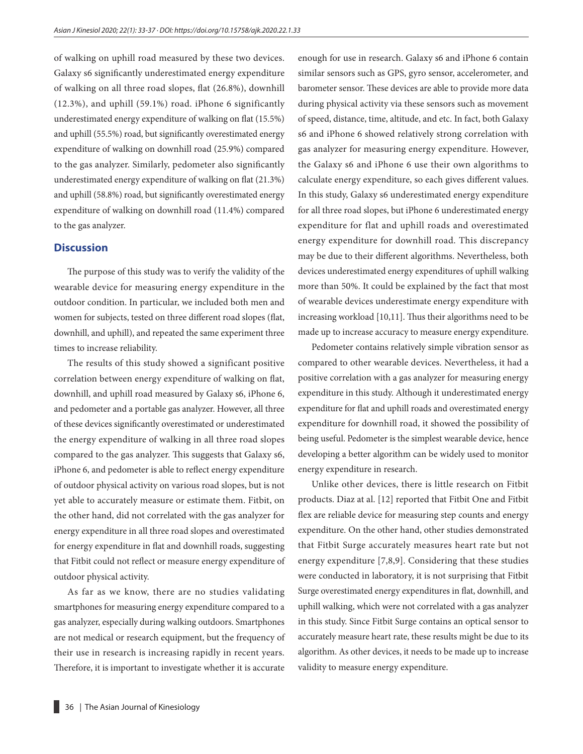of walking on uphill road measured by these two devices. Galaxy s6 significantly underestimated energy expenditure of walking on all three road slopes, flat (26.8%), downhill (12.3%), and uphill (59.1%) road. iPhone 6 significantly underestimated energy expenditure of walking on flat (15.5%) and uphill (55.5%) road, but significantly overestimated energy expenditure of walking on downhill road (25.9%) compared to the gas analyzer. Similarly, pedometer also significantly underestimated energy expenditure of walking on flat (21.3%) and uphill (58.8%) road, but significantly overestimated energy expenditure of walking on downhill road (11.4%) compared to the gas analyzer.

## Discussion

The purpose of this study was to verify the validity of the wearable device for measuring energy expenditure in the outdoor condition. In particular, we included both men and women for subjects, tested on three different road slopes (flat, downhill, and uphill), and repeated the same experiment three times to increase reliability.

The results of this study showed a significant positive correlation between energy expenditure of walking on flat, downhill, and uphill road measured by Galaxy s6, iPhone 6, and pedometer and a portable gas analyzer. However, all three of these devices significantly overestimated or underestimated the energy expenditure of walking in all three road slopes compared to the gas analyzer. This suggests that Galaxy s6, iPhone 6, and pedometer is able to reflect energy expenditure of outdoor physical activity on various road slopes, but is not yet able to accurately measure or estimate them. Fitbit, on the other hand, did not correlated with the gas analyzer for energy expenditure in all three road slopes and overestimated for energy expenditure in flat and downhill roads, suggesting that Fitbit could not reflect or measure energy expenditure of outdoor physical activity.

As far as we know, there are no studies validating smartphones for measuring energy expenditure compared to a gas analyzer, especially during walking outdoors. Smartphones are not medical or research equipment, but the frequency of their use in research is increasing rapidly in recent years. Therefore, it is important to investigate whether it is accurate enough for use in research. Galaxy s6 and iPhone 6 contain similar sensors such as GPS, gyro sensor, accelerometer, and barometer sensor. These devices are able to provide more data during physical activity via these sensors such as movement of speed, distance, time, altitude, and etc. In fact, both Galaxy s6 and iPhone 6 showed relatively strong correlation with gas analyzer for measuring energy expenditure. However, the Galaxy s6 and iPhone 6 use their own algorithms to calculate energy expenditure, so each gives different values. In this study, Galaxy s6 underestimated energy expenditure for all three road slopes, but iPhone 6 underestimated energy expenditure for flat and uphill roads and overestimated energy expenditure for downhill road. This discrepancy may be due to their different algorithms. Nevertheless, both devices underestimated energy expenditures of uphill walking more than 50%. It could be explained by the fact that most of wearable devices underestimate energy expenditure with increasing workload [10,11]. Thus their algorithms need to be made up to increase accuracy to measure energy expenditure.

Pedometer contains relatively simple vibration sensor as compared to other wearable devices. Nevertheless, it had a positive correlation with a gas analyzer for measuring energy expenditure in this study. Although it underestimated energy expenditure for flat and uphill roads and overestimated energy expenditure for downhill road, it showed the possibility of being useful. Pedometer is the simplest wearable device, hence developing a better algorithm can be widely used to monitor energy expenditure in research.

Unlike other devices, there is little research on Fitbit products. Diaz at al. [12] reported that Fitbit One and Fitbit flex are reliable device for measuring step counts and energy expenditure. On the other hand, other studies demonstrated that Fitbit Surge accurately measures heart rate but not energy expenditure [7,8,9]. Considering that these studies were conducted in laboratory, it is not surprising that Fitbit Surge overestimated energy expenditures in flat, downhill, and uphill walking, which were not correlated with a gas analyzer in this study. Since Fitbit Surge contains an optical sensor to accurately measure heart rate, these results might be due to its algorithm. As other devices, it needs to be made up to increase validity to measure energy expenditure.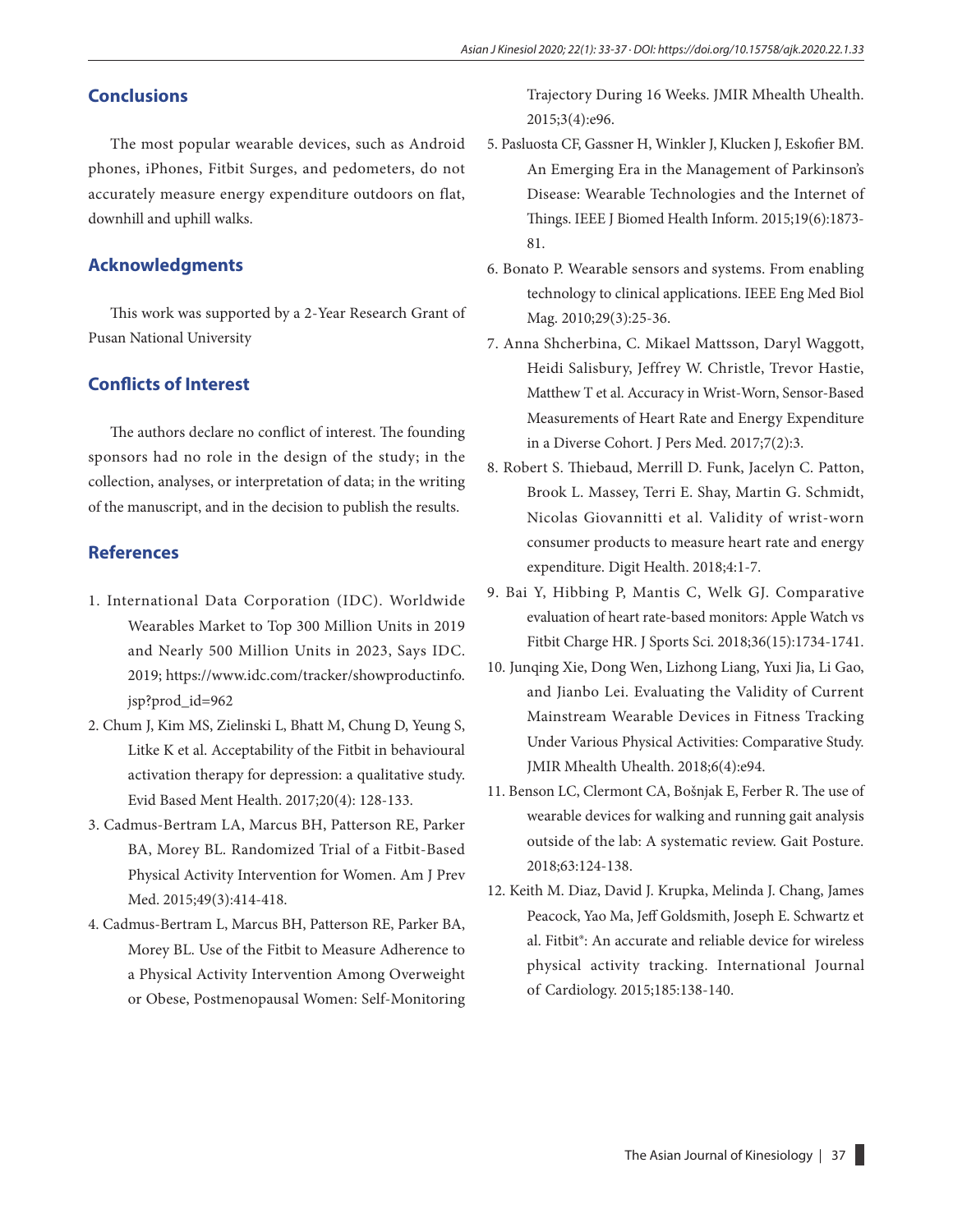## Conclusions

The most popular wearable devices, such as Android phones, iPhones, Fitbit Surges, and pedometers, do not accurately measure energy expenditure outdoors on flat, downhill and uphill walks.

## Acknowledgments

This work was supported by a 2-Year Research Grant of Pusan National University

## Conflicts of Interest

The authors declare no conflict of interest. The founding sponsors had no role in the design of the study; in the collection, analyses, or interpretation of data; in the writing of the manuscript, and in the decision to publish the results.

## References

1. International Data Corporation (IDC). Worldwide Wearables Market to Top 300 Million Units in 2019 and Nearly 500 Million Units in 2023, Says IDC. 2019; https://www.idc.com/tracker/showproductinfo.jsp?prod_id=962
2. Chum J, Kim MS, Zielinski L, Bhatt M, Chung D, Yeung S, Litke K et al. Acceptability of the Fitbit in behavioural activation therapy for depression: a qualitative study. Evid Based Ment Health. 2017;20(4): 128-133.
3. Cadmus-Bertram LA, Marcus BH, Patterson RE, Parker BA, Morey BL. Randomized Trial of a Fitbit-Based Physical Activity Intervention for Women. Am J Prev Med. 2015;49(3):414-418.
4. Cadmus-Bertram L, Marcus BH, Patterson RE, Parker BA, Morey BL. Use of the Fitbit to Measure Adherence to a Physical Activity Intervention Among Overweight or Obese, Postmenopausal Women: Self-Monitoring Trajectory During 16 Weeks. JMIR Mhealth Uhealth. 2015;3(4):e96.
5. Pasluosta CF, Gassner H, Winkler J, Klucken J, Eskofier BM. An Emerging Era in the Management of Parkinson's Disease: Wearable Technologies and the Internet of Things. IEEE J Biomed Health Inform. 2015;19(6):1873-81.
6. Bonato P. Wearable sensors and systems. From enabling technology to clinical applications. IEEE Eng Med Biol Mag. 2010;29(3):25-36.
7. Anna Shcherbina, C. Mikael Mattsson, Daryl Waggott, Heidi Salisbury, Jeffrey W. Christle, Trevor Hastie, Matthew T et al. Accuracy in Wrist-Worn, Sensor-Based Measurements of Heart Rate and Energy Expenditure in a Diverse Cohort. J Pers Med. 2017;7(2):3.
8. Robert S. Thiebaud, Merrill D. Funk, Jacelyn C. Patton, Brook L. Massey, Terri E. Shay, Martin G. Schmidt, Nicolas Giovannitti et al. Validity of wrist-worn consumer products to measure heart rate and energy expenditure. Digit Health. 2018;4:1-7.
9. Bai Y, Hibbing P, Mantis C, Welk GJ. Comparative evaluation of heart rate-based monitors: Apple Watch vs Fitbit Charge HR. J Sports Sci. 2018;36(15):1734-1741.
10. Junqing Xie, Dong Wen, Lizhong Liang, Yuxi Jia, Li Gao, and Jianbo Lei. Evaluating the Validity of Current Mainstream Wearable Devices in Fitness Tracking Under Various Physical Activities: Comparative Study. JMIR Mhealth Uhealth. 2018;6(4):e94.
11. Benson LC, Clermont CA, Bošnjak E, Ferber R. The use of wearable devices for walking and running gait analysis outside of the lab: A systematic review. Gait Posture. 2018;63:124-138.
12. Keith M. Diaz, David J. Krupka, Melinda J. Chang, James Peacock, Yao Ma, Jeff Goldsmith, Joseph E. Schwartz et al. Fitbit®: An accurate and reliable device for wireless physical activity tracking. International Journal of Cardiology. 2015;185:138-140.